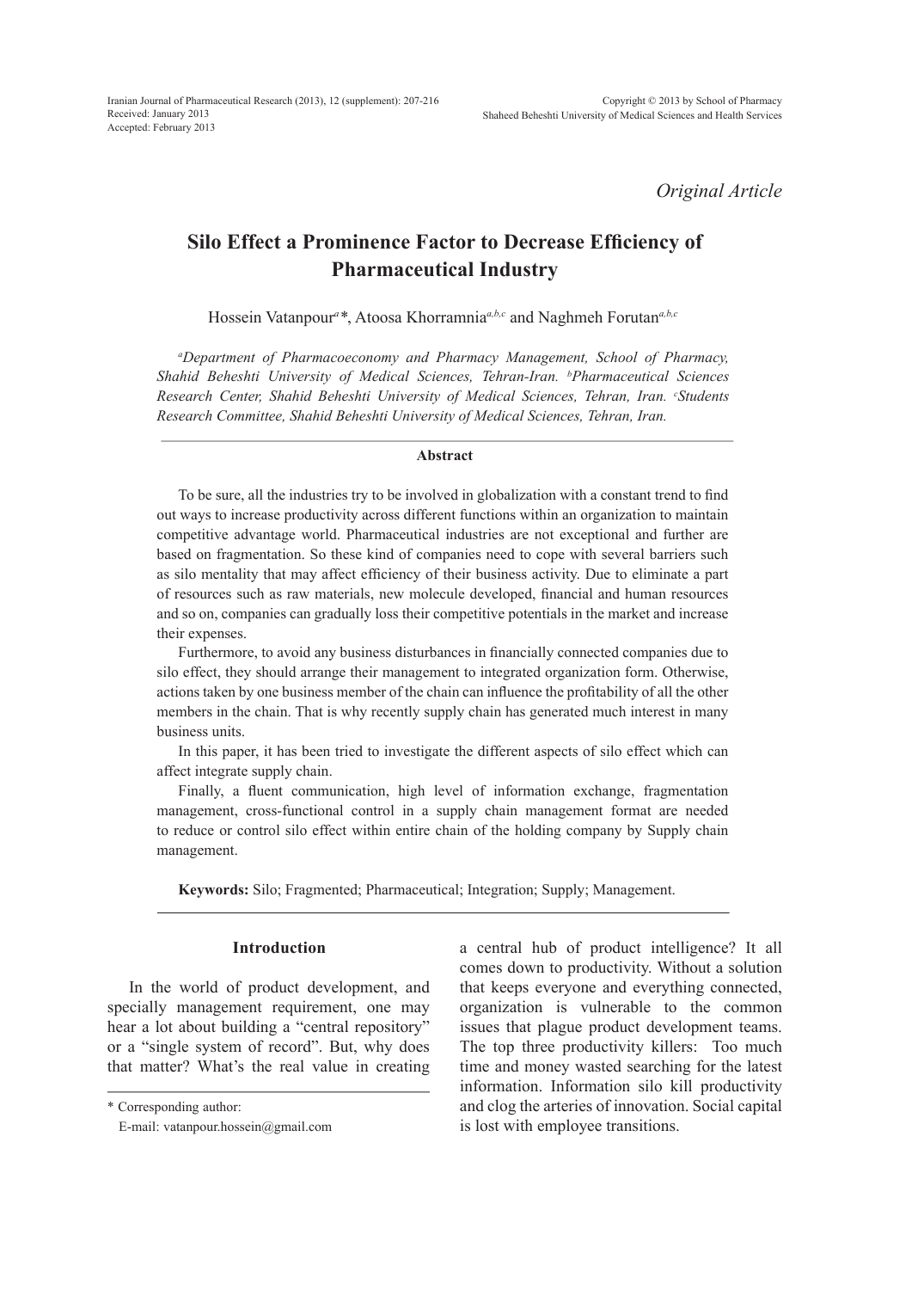*Original Article*

# Silo Effect a Prominence Factor to Decrease Efficiency of Pharmaceutical Industry

Hossein Vatanpour[a]*, Atoosa Khorramnia[a,b,c] and Naghmeh Forutan[a,b,c]

*[a]Department of Pharmacoeconomy and Pharmacy Management, School of Pharmacy, Shahid Beheshti University of Medical Sciences, Tehran-Iran. [b]Pharmaceutical Sciences Research Center, Shahid Beheshti University of Medical Sciences, Tehran, Iran. [c]Students Research Committee, Shahid Beheshti University of Medical Sciences, Tehran, Iran.*

### Abstract

To be sure, all the industries try to be involved in globalization with a constant trend to find out ways to increase productivity across different functions within an organization to maintain competitive advantage world. Pharmaceutical industries are not exceptional and further are based on fragmentation. So these kind of companies need to cope with several barriers such as silo mentality that may affect efficiency of their business activity. Due to eliminate a part of resources such as raw materials, new molecule developed, financial and human resources and so on, companies can gradually loss their competitive potentials in the market and increase their expenses.

Furthermore, to avoid any business disturbances in financially connected companies due to silo effect, they should arrange their management to integrated organization form. Otherwise, actions taken by one business member of the chain can influence the profitability of all the other members in the chain. That is why recently supply chain has generated much interest in many business units.

In this paper, it has been tried to investigate the different aspects of silo effect which can affect integrate supply chain.

Finally, a fluent communication, high level of information exchange, fragmentation management, cross-functional control in a supply chain management format are needed to reduce or control silo effect within entire chain of the holding company by Supply chain management.

**Keywords:** Silo; Fragmented; Pharmaceutical; Integration; Supply; Management.

## Introduction

In the world of product development, and specially management requirement, one may hear a lot about building a "central repository" or a "single system of record". But, why does that matter? What's the real value in creating a central hub of product intelligence? It all comes down to productivity. Without a solution that keeps everyone and everything connected, organization is vulnerable to the common issues that plague product development teams. The top three productivity killers: Too much time and money wasted searching for the latest information. Information silo kill productivity and clog the arteries of innovation. Social capital is lost with employee transitions.

\* Corresponding author:
E-mail: vatanpour.hossein@gmail.com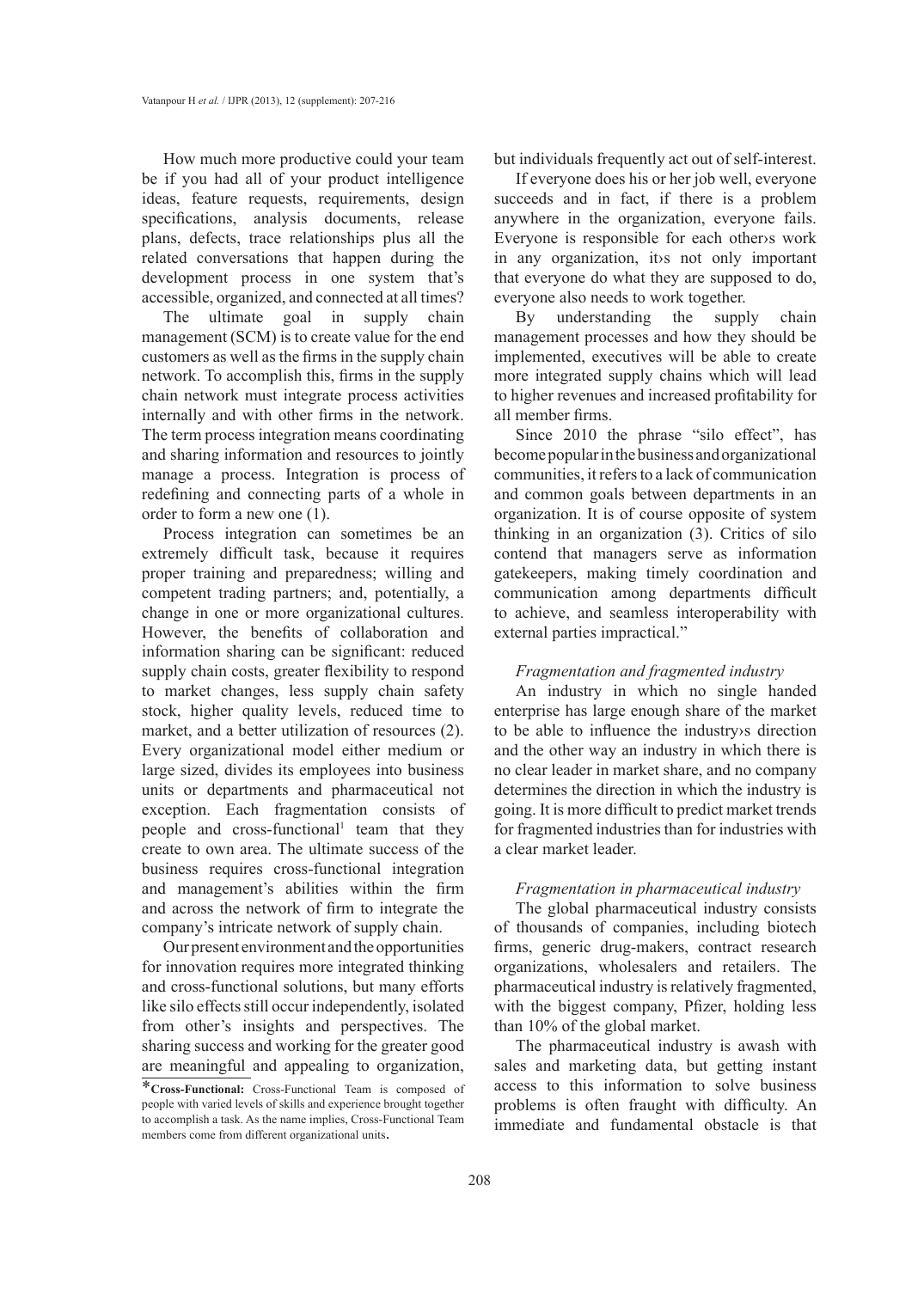How much more productive could your team be if you had all of your product intelligence ideas, feature requests, requirements, design specifications, analysis documents, release plans, defects, trace relationships plus all the related conversations that happen during the development process in one system that's accessible, organized, and connected at all times?

The ultimate goal in supply chain management (SCM) is to create value for the end customers as well as the firms in the supply chain network. To accomplish this, firms in the supply chain network must integrate process activities internally and with other firms in the network. The term process integration means coordinating and sharing information and resources to jointly manage a process. Integration is process of redefining and connecting parts of a whole in order to form a new one (1).

Process integration can sometimes be an extremely difficult task, because it requires proper training and preparedness; willing and competent trading partners; and, potentially, a change in one or more organizational cultures. However, the benefits of collaboration and information sharing can be significant: reduced supply chain costs, greater flexibility to respond to market changes, less supply chain safety stock, higher quality levels, reduced time to market, and a better utilization of resources (2). Every organizational model either medium or large sized, divides its employees into business units or departments and pharmaceutical not exception. Each fragmentation consists of people and cross-functional[1] team that they create to own area. The ultimate success of the business requires cross-functional integration and management's abilities within the firm and across the network of firm to integrate the company's intricate network of supply chain.

Our present environment and the opportunities for innovation requires more integrated thinking and cross-functional solutions, but many efforts like silo effects still occur independently, isolated from other's insights and perspectives. The sharing success and working for the greater good are meaningful and appealing to organization, but individuals frequently act out of self-interest.

If everyone does his or her job well, everyone succeeds and in fact, if there is a problem anywhere in the organization, everyone fails. Everyone is responsible for each other›s work in any organization, it›s not only important that everyone do what they are supposed to do, everyone also needs to work together.

By understanding the supply chain management processes and how they should be implemented, executives will be able to create more integrated supply chains which will lead to higher revenues and increased profitability for all member firms.

Since 2010 the phrase "silo effect", has become popular in the business and organizational communities, it refers to a lack of communication and common goals between departments in an organization. It is of course opposite of system thinking in an organization (3). Critics of silo contend that managers serve as information gatekeepers, making timely coordination and communication among departments difficult to achieve, and seamless interoperability with external parties impractical."

*Fragmentation and fragmented industry*

An industry in which no single handed enterprise has large enough share of the market to be able to influence the industry›s direction and the other way an industry in which there is no clear leader in market share, and no company determines the direction in which the industry is going. It is more difficult to predict market trends for fragmented industries than for industries with a clear market leader.

*Fragmentation in pharmaceutical industry*

The global pharmaceutical industry consists of thousands of companies, including biotech firms, generic drug-makers, contract research organizations, wholesalers and retailers. The pharmaceutical industry is relatively fragmented, with the biggest company, Pfizer, holding less than 10% of the global market.

The pharmaceutical industry is awash with sales and marketing data, but getting instant access to this information to solve business problems is often fraught with difficulty. An immediate and fundamental obstacle is that

*__Cross-Functional:__ Cross-Functional Team is composed of people with varied levels of skills and experience brought together to accomplish a task. As the name implies, Cross-Functional Team members come from different organizational units.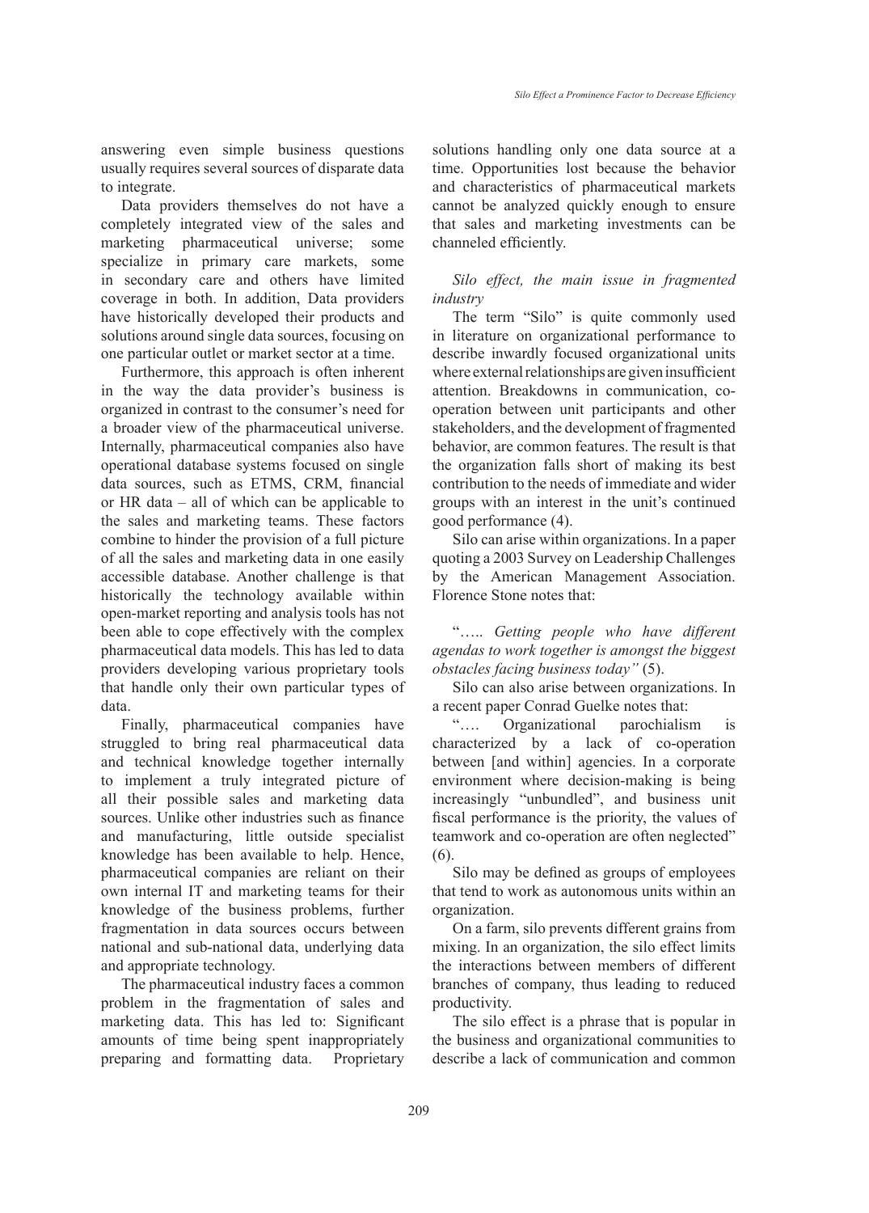answering even simple business questions usually requires several sources of disparate data to integrate.

Data providers themselves do not have a completely integrated view of the sales and marketing pharmaceutical universe; some specialize in primary care markets, some in secondary care and others have limited coverage in both. In addition, Data providers have historically developed their products and solutions around single data sources, focusing on one particular outlet or market sector at a time.

Furthermore, this approach is often inherent in the way the data provider's business is organized in contrast to the consumer's need for a broader view of the pharmaceutical universe. Internally, pharmaceutical companies also have operational database systems focused on single data sources, such as ETMS, CRM, financial or HR data – all of which can be applicable to the sales and marketing teams. These factors combine to hinder the provision of a full picture of all the sales and marketing data in one easily accessible database. Another challenge is that historically the technology available within open-market reporting and analysis tools has not been able to cope effectively with the complex pharmaceutical data models. This has led to data providers developing various proprietary tools that handle only their own particular types of data.

Finally, pharmaceutical companies have struggled to bring real pharmaceutical data and technical knowledge together internally to implement a truly integrated picture of all their possible sales and marketing data sources. Unlike other industries such as finance and manufacturing, little outside specialist knowledge has been available to help. Hence, pharmaceutical companies are reliant on their own internal IT and marketing teams for their knowledge of the business problems, further fragmentation in data sources occurs between national and sub-national data, underlying data and appropriate technology.

The pharmaceutical industry faces a common problem in the fragmentation of sales and marketing data. This has led to: Significant amounts of time being spent inappropriately preparing and formatting data. Proprietary solutions handling only one data source at a time. Opportunities lost because the behavior and characteristics of pharmaceutical markets cannot be analyzed quickly enough to ensure that sales and marketing investments can be channeled efficiently.

*Silo effect, the main issue in fragmented industry*

The term "Silo" is quite commonly used in literature on organizational performance to describe inwardly focused organizational units where external relationships are given insufficient attention. Breakdowns in communication, co-operation between unit participants and other stakeholders, and the development of fragmented behavior, are common features. The result is that the organization falls short of making its best contribution to the needs of immediate and wider groups with an interest in the unit's continued good performance (4).

Silo can arise within organizations. In a paper quoting a 2003 Survey on Leadership Challenges by the American Management Association. Florence Stone notes that:

"….. *Getting people who have different agendas to work together is amongst the biggest obstacles facing business today"* (5).

Silo can also arise between organizations. In a recent paper Conrad Guelke notes that:

"…. Organizational parochialism is characterized by a lack of co-operation between [and within] agencies. In a corporate environment where decision-making is being increasingly "unbundled", and business unit fiscal performance is the priority, the values of teamwork and co-operation are often neglected" (6).

Silo may be defined as groups of employees that tend to work as autonomous units within an organization.

On a farm, silo prevents different grains from mixing. In an organization, the silo effect limits the interactions between members of different branches of company, thus leading to reduced productivity.

The silo effect is a phrase that is popular in the business and organizational communities to describe a lack of communication and common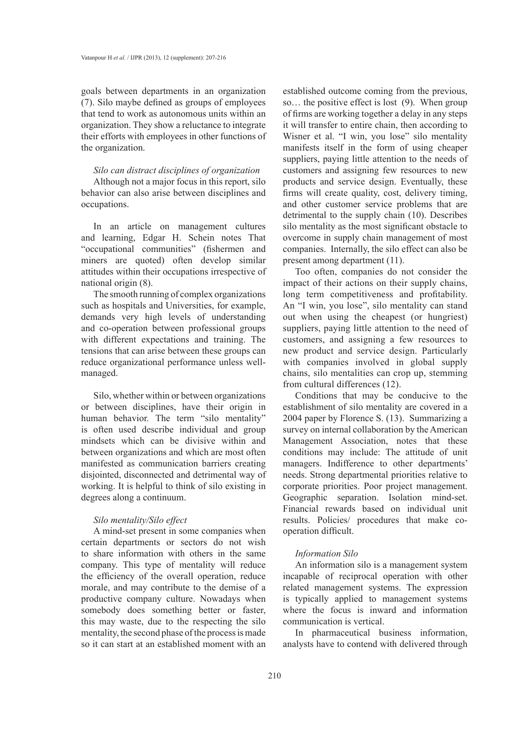goals between departments in an organization (7). Silo maybe defined as groups of employees that tend to work as autonomous units within an organization. They show a reluctance to integrate their efforts with employees in other functions of the organization.

*Silo can distract disciplines of organization*

Although not a major focus in this report, silo behavior can also arise between disciplines and occupations.

In an article on management cultures and learning, Edgar H. Schein notes That "occupational communities" (fishermen and miners are quoted) often develop similar attitudes within their occupations irrespective of national origin (8).

The smooth running of complex organizations such as hospitals and Universities, for example, demands very high levels of understanding and co-operation between professional groups with different expectations and training. The tensions that can arise between these groups can reduce organizational performance unless well-managed.

Silo, whether within or between organizations or between disciplines, have their origin in human behavior. The term "silo mentality" is often used describe individual and group mindsets which can be divisive within and between organizations and which are most often manifested as communication barriers creating disjointed, disconnected and detrimental way of working. It is helpful to think of silo existing in degrees along a continuum.

*Silo mentality/Silo effect*

A mind-set present in some companies when certain departments or sectors do not wish to share information with others in the same company. This type of mentality will reduce the efficiency of the overall operation, reduce morale, and may contribute to the demise of a productive company culture. Nowadays when somebody does something better or faster, this may waste, due to the respecting the silo mentality, the second phase of the process is made so it can start at an established moment with an established outcome coming from the previous, so… the positive effect is lost (9). When group of firms are working together a delay in any steps it will transfer to entire chain, then according to Wisner et al. "I win, you lose" silo mentality manifests itself in the form of using cheaper suppliers, paying little attention to the needs of customers and assigning few resources to new products and service design. Eventually, these firms will create quality, cost, delivery timing, and other customer service problems that are detrimental to the supply chain (10). Describes silo mentality as the most significant obstacle to overcome in supply chain management of most companies. Internally, the silo effect can also be present among department (11).

Too often, companies do not consider the impact of their actions on their supply chains, long term competitiveness and profitability. An "I win, you lose", silo mentality can stand out when using the cheapest (or hungriest) suppliers, paying little attention to the need of customers, and assigning a few resources to new product and service design. Particularly with companies involved in global supply chains, silo mentalities can crop up, stemming from cultural differences (12).

Conditions that may be conducive to the establishment of silo mentality are covered in a 2004 paper by Florence S. (13). Summarizing a survey on internal collaboration by the American Management Association, notes that these conditions may include: The attitude of unit managers. Indifference to other departments' needs. Strong departmental priorities relative to corporate priorities. Poor project management. Geographic separation. Isolation mind-set. Financial rewards based on individual unit results. Policies/ procedures that make co-operation difficult.

*Information Silo*

An information silo is a management system incapable of reciprocal operation with other related management systems. The expression is typically applied to management systems where the focus is inward and information communication is vertical.

In pharmaceutical business information, analysts have to contend with delivered through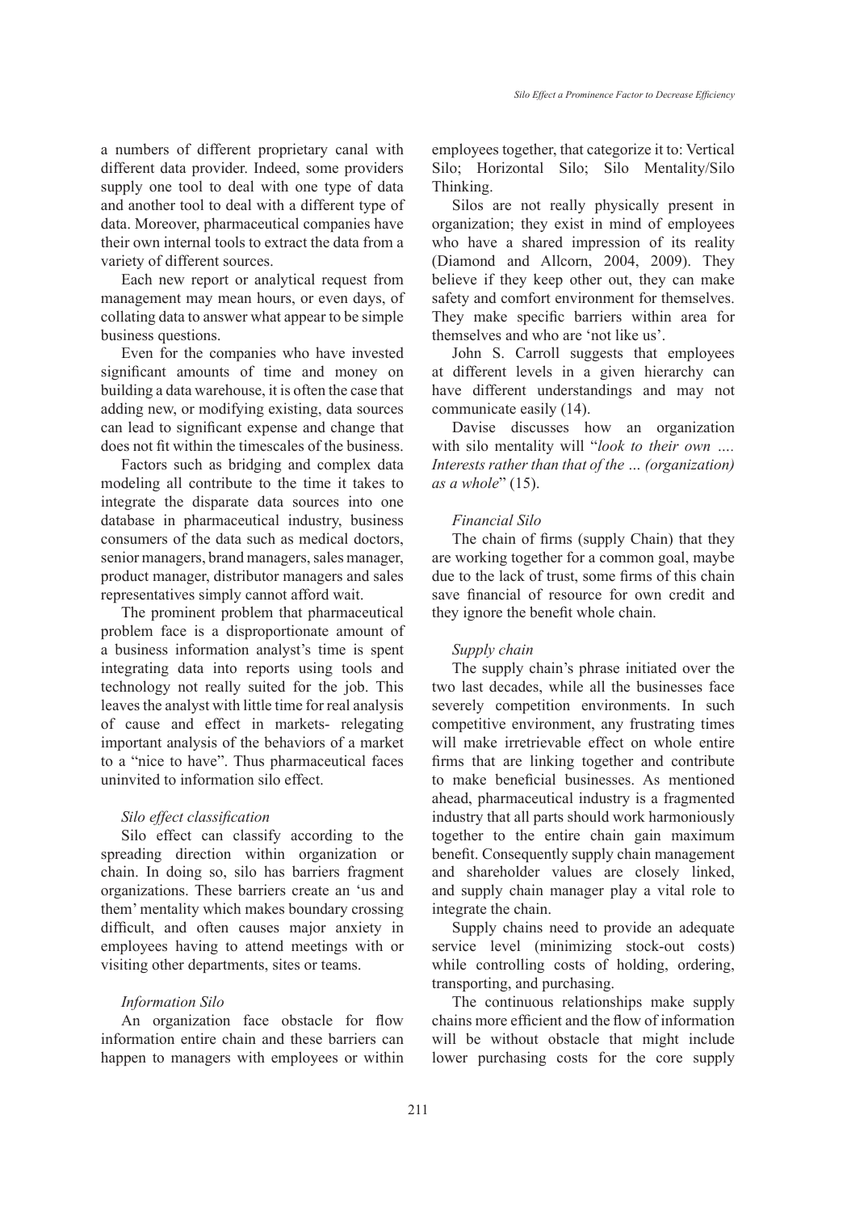a numbers of different proprietary canal with different data provider. Indeed, some providers supply one tool to deal with one type of data and another tool to deal with a different type of data. Moreover, pharmaceutical companies have their own internal tools to extract the data from a variety of different sources.

Each new report or analytical request from management may mean hours, or even days, of collating data to answer what appear to be simple business questions.

Even for the companies who have invested significant amounts of time and money on building a data warehouse, it is often the case that adding new, or modifying existing, data sources can lead to significant expense and change that does not fit within the timescales of the business.

Factors such as bridging and complex data modeling all contribute to the time it takes to integrate the disparate data sources into one database in pharmaceutical industry, business consumers of the data such as medical doctors, senior managers, brand managers, sales manager, product manager, distributor managers and sales representatives simply cannot afford wait.

The prominent problem that pharmaceutical problem face is a disproportionate amount of a business information analyst's time is spent integrating data into reports using tools and technology not really suited for the job. This leaves the analyst with little time for real analysis of cause and effect in markets- relegating important analysis of the behaviors of a market to a "nice to have". Thus pharmaceutical faces uninvited to information silo effect.

*Silo effect classification*

Silo effect can classify according to the spreading direction within organization or chain. In doing so, silo has barriers fragment organizations. These barriers create an 'us and them' mentality which makes boundary crossing difficult, and often causes major anxiety in employees having to attend meetings with or visiting other departments, sites or teams.

*Information Silo*

An organization face obstacle for flow information entire chain and these barriers can happen to managers with employees or within employees together, that categorize it to: Vertical Silo; Horizontal Silo; Silo Mentality/Silo Thinking.

Silos are not really physically present in organization; they exist in mind of employees who have a shared impression of its reality (Diamond and Allcorn, 2004, 2009). They believe if they keep other out, they can make safety and comfort environment for themselves. They make specific barriers within area for themselves and who are 'not like us'.

John S. Carroll suggests that employees at different levels in a given hierarchy can have different understandings and may not communicate easily (14).

Davise discusses how an organization with silo mentality will "*look to their own …. Interests rather than that of the … (organization) as a whole*" (15).

*Financial Silo*

The chain of firms (supply Chain) that they are working together for a common goal, maybe due to the lack of trust, some firms of this chain save financial of resource for own credit and they ignore the benefit whole chain.

*Supply chain*

The supply chain's phrase initiated over the two last decades, while all the businesses face severely competition environments. In such competitive environment, any frustrating times will make irretrievable effect on whole entire firms that are linking together and contribute to make beneficial businesses. As mentioned ahead, pharmaceutical industry is a fragmented industry that all parts should work harmoniously together to the entire chain gain maximum benefit. Consequently supply chain management and shareholder values are closely linked, and supply chain manager play a vital role to integrate the chain.

Supply chains need to provide an adequate service level (minimizing stock-out costs) while controlling costs of holding, ordering, transporting, and purchasing.

The continuous relationships make supply chains more efficient and the flow of information will be without obstacle that might include lower purchasing costs for the core supply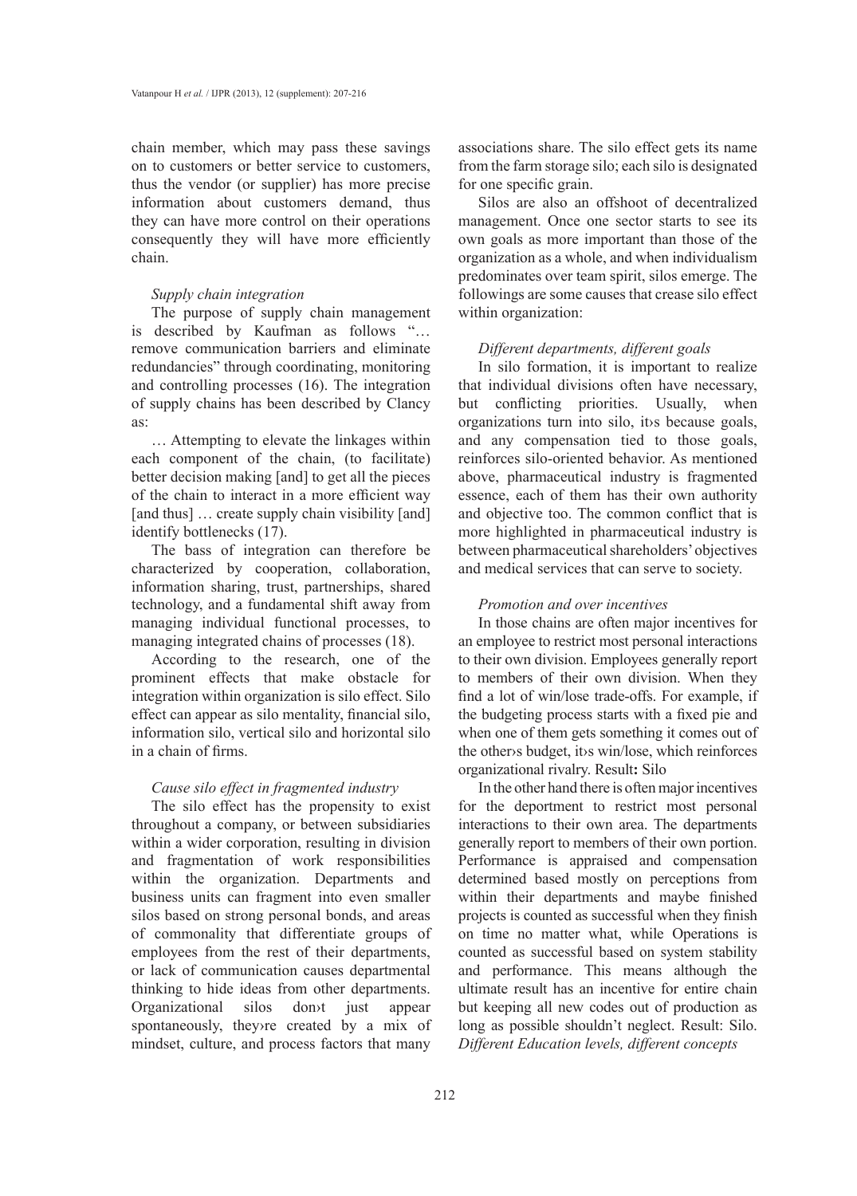chain member, which may pass these savings on to customers or better service to customers, thus the vendor (or supplier) has more precise information about customers demand, thus they can have more control on their operations consequently they will have more efficiently chain.

*Supply chain integration*

The purpose of supply chain management is described by Kaufman as follows "… remove communication barriers and eliminate redundancies" through coordinating, monitoring and controlling processes (16). The integration of supply chains has been described by Clancy as:

… Attempting to elevate the linkages within each component of the chain, (to facilitate) better decision making [and] to get all the pieces of the chain to interact in a more efficient way [and thus] … create supply chain visibility [and] identify bottlenecks (17).

The bass of integration can therefore be characterized by cooperation, collaboration, information sharing, trust, partnerships, shared technology, and a fundamental shift away from managing individual functional processes, to managing integrated chains of processes (18).

According to the research, one of the prominent effects that make obstacle for integration within organization is silo effect. Silo effect can appear as silo mentality, financial silo, information silo, vertical silo and horizontal silo in a chain of firms.

*Cause silo effect in fragmented industry*

The silo effect has the propensity to exist throughout a company, or between subsidiaries within a wider corporation, resulting in division and fragmentation of work responsibilities within the organization. Departments and business units can fragment into even smaller silos based on strong personal bonds, and areas of commonality that differentiate groups of employees from the rest of their departments, or lack of communication causes departmental thinking to hide ideas from other departments. Organizational silos don›t just appear spontaneously, they›re created by a mix of mindset, culture, and process factors that many associations share. The silo effect gets its name from the farm storage silo; each silo is designated for one specific grain.

Silos are also an offshoot of decentralized management. Once one sector starts to see its own goals as more important than those of the organization as a whole, and when individualism predominates over team spirit, silos emerge. The followings are some causes that crease silo effect within organization:

*Different departments, different goals*

In silo formation, it is important to realize that individual divisions often have necessary, but conflicting priorities. Usually, when organizations turn into silo, it›s because goals, and any compensation tied to those goals, reinforces silo-oriented behavior. As mentioned above, pharmaceutical industry is fragmented essence, each of them has their own authority and objective too. The common conflict that is more highlighted in pharmaceutical industry is between pharmaceutical shareholders' objectives and medical services that can serve to society.

*Promotion and over incentives*

In those chains are often major incentives for an employee to restrict most personal interactions to their own division. Employees generally report to members of their own division. When they find a lot of win/lose trade-offs. For example, if the budgeting process starts with a fixed pie and when one of them gets something it comes out of the other›s budget, it›s win/lose, which reinforces organizational rivalry. Result**:** Silo

In the other hand there is often major incentives for the deportment to restrict most personal interactions to their own area. The departments generally report to members of their own portion. Performance is appraised and compensation determined based mostly on perceptions from within their departments and maybe finished projects is counted as successful when they finish on time no matter what, while Operations is counted as successful based on system stability and performance. This means although the ultimate result has an incentive for entire chain but keeping all new codes out of production as long as possible shouldn't neglect. Result: Silo.

*Different Education levels, different concepts*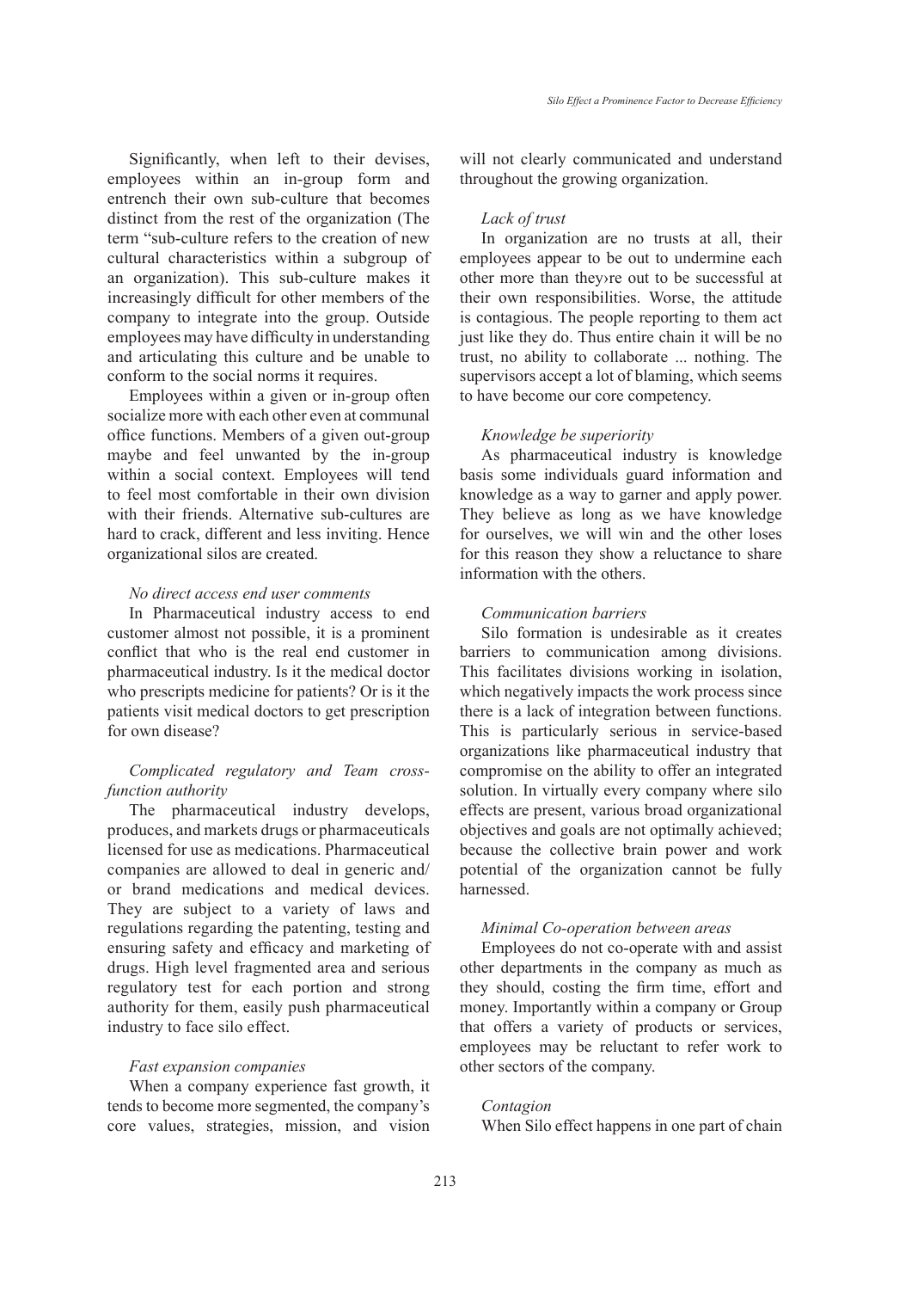Significantly, when left to their devises, employees within an in-group form and entrench their own sub-culture that becomes distinct from the rest of the organization (The term "sub-culture refers to the creation of new cultural characteristics within a subgroup of an organization). This sub-culture makes it increasingly difficult for other members of the company to integrate into the group. Outside employees may have difficulty in understanding and articulating this culture and be unable to conform to the social norms it requires.

Employees within a given or in-group often socialize more with each other even at communal office functions. Members of a given out-group maybe and feel unwanted by the in-group within a social context. Employees will tend to feel most comfortable in their own division with their friends. Alternative sub-cultures are hard to crack, different and less inviting. Hence organizational silos are created.

*No direct access end user comments*

In Pharmaceutical industry access to end customer almost not possible, it is a prominent conflict that who is the real end customer in pharmaceutical industry. Is it the medical doctor who prescripts medicine for patients? Or is it the patients visit medical doctors to get prescription for own disease?

*Complicated regulatory and Team cross-function authority*

The pharmaceutical industry develops, produces, and markets drugs or pharmaceuticals licensed for use as medications. Pharmaceutical companies are allowed to deal in generic and/or brand medications and medical devices. They are subject to a variety of laws and regulations regarding the patenting, testing and ensuring safety and efficacy and marketing of drugs. High level fragmented area and serious regulatory test for each portion and strong authority for them, easily push pharmaceutical industry to face silo effect.

*Fast expansion companies*

When a company experience fast growth, it tends to become more segmented, the company's core values, strategies, mission, and vision will not clearly communicated and understand throughout the growing organization.

*Lack of trust*

In organization are no trusts at all, their employees appear to be out to undermine each other more than they›re out to be successful at their own responsibilities. Worse, the attitude is contagious. The people reporting to them act just like they do. Thus entire chain it will be no trust, no ability to collaborate ... nothing. The supervisors accept a lot of blaming, which seems to have become our core competency.

*Knowledge be superiority*

As pharmaceutical industry is knowledge basis some individuals guard information and knowledge as a way to garner and apply power. They believe as long as we have knowledge for ourselves, we will win and the other loses for this reason they show a reluctance to share information with the others.

*Communication barriers*

Silo formation is undesirable as it creates barriers to communication among divisions. This facilitates divisions working in isolation, which negatively impacts the work process since there is a lack of integration between functions. This is particularly serious in service-based organizations like pharmaceutical industry that compromise on the ability to offer an integrated solution. In virtually every company where silo effects are present, various broad organizational objectives and goals are not optimally achieved; because the collective brain power and work potential of the organization cannot be fully harnessed.

*Minimal Co-operation between areas*

Employees do not co-operate with and assist other departments in the company as much as they should, costing the firm time, effort and money. Importantly within a company or Group that offers a variety of products or services, employees may be reluctant to refer work to other sectors of the company.

*Contagion*

When Silo effect happens in one part of chain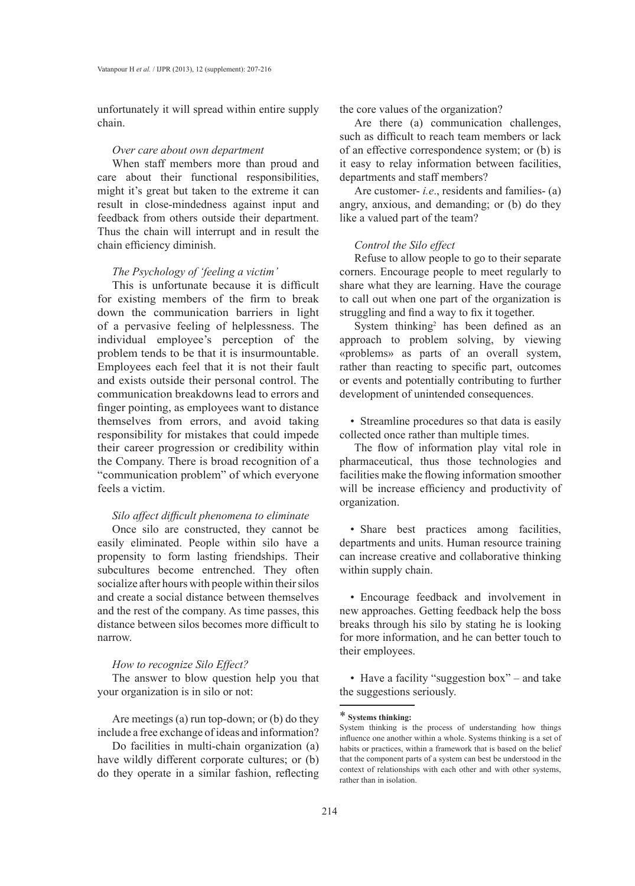unfortunately it will spread within entire supply chain.

*Over care about own department*

When staff members more than proud and care about their functional responsibilities, might it's great but taken to the extreme it can result in close-mindedness against input and feedback from others outside their department. Thus the chain will interrupt and in result the chain efficiency diminish.

*The Psychology of 'feeling a victim'*

This is unfortunate because it is difficult for existing members of the firm to break down the communication barriers in light of a pervasive feeling of helplessness. The individual employee's perception of the problem tends to be that it is insurmountable. Employees each feel that it is not their fault and exists outside their personal control. The communication breakdowns lead to errors and finger pointing, as employees want to distance themselves from errors, and avoid taking responsibility for mistakes that could impede their career progression or credibility within the Company. There is broad recognition of a "communication problem" of which everyone feels a victim.

*Silo affect difficult phenomena to eliminate*

Once silo are constructed, they cannot be easily eliminated. People within silo have a propensity to form lasting friendships. Their subcultures become entrenched. They often socialize after hours with people within their silos and create a social distance between themselves and the rest of the company. As time passes, this distance between silos becomes more difficult to narrow.

*How to recognize Silo Effect?*

The answer to blow question help you that your organization is in silo or not:

Are meetings (a) run top-down; or (b) do they include a free exchange of ideas and information?

Do facilities in multi-chain organization (a) have wildly different corporate cultures; or (b) do they operate in a similar fashion, reflecting the core values of the organization?

Are there (a) communication challenges, such as difficult to reach team members or lack of an effective correspondence system; or (b) is it easy to relay information between facilities, departments and staff members?

Are customer- *i.e*., residents and families- (a) angry, anxious, and demanding; or (b) do they like a valued part of the team?

*Control the Silo effect*

Refuse to allow people to go to their separate corners. Encourage people to meet regularly to share what they are learning. Have the courage to call out when one part of the organization is struggling and find a way to fix it together.

System thinking[2] has been defined as an approach to problem solving, by viewing «problems» as parts of an overall system, rather than reacting to specific part, outcomes or events and potentially contributing to further development of unintended consequences.

- Streamline procedures so that data is easily collected once rather than multiple times.

The flow of information play vital role in pharmaceutical, thus those technologies and facilities make the flowing information smoother will be increase efficiency and productivity of organization.

- Share best practices among facilities, departments and units. Human resource training can increase creative and collaborative thinking within supply chain.

- Encourage feedback and involvement in new approaches. Getting feedback help the boss breaks through his silo by stating he is looking for more information, and he can better touch to their employees.

- Have a facility "suggestion box" – and take the suggestions seriously.

---

* **Systems thinking:**

System thinking is the process of understanding how things influence one another within a whole. Systems thinking is a set of habits or practices, within a framework that is based on the belief that the component parts of a system can best be understood in the context of relationships with each other and with other systems, rather than in isolation.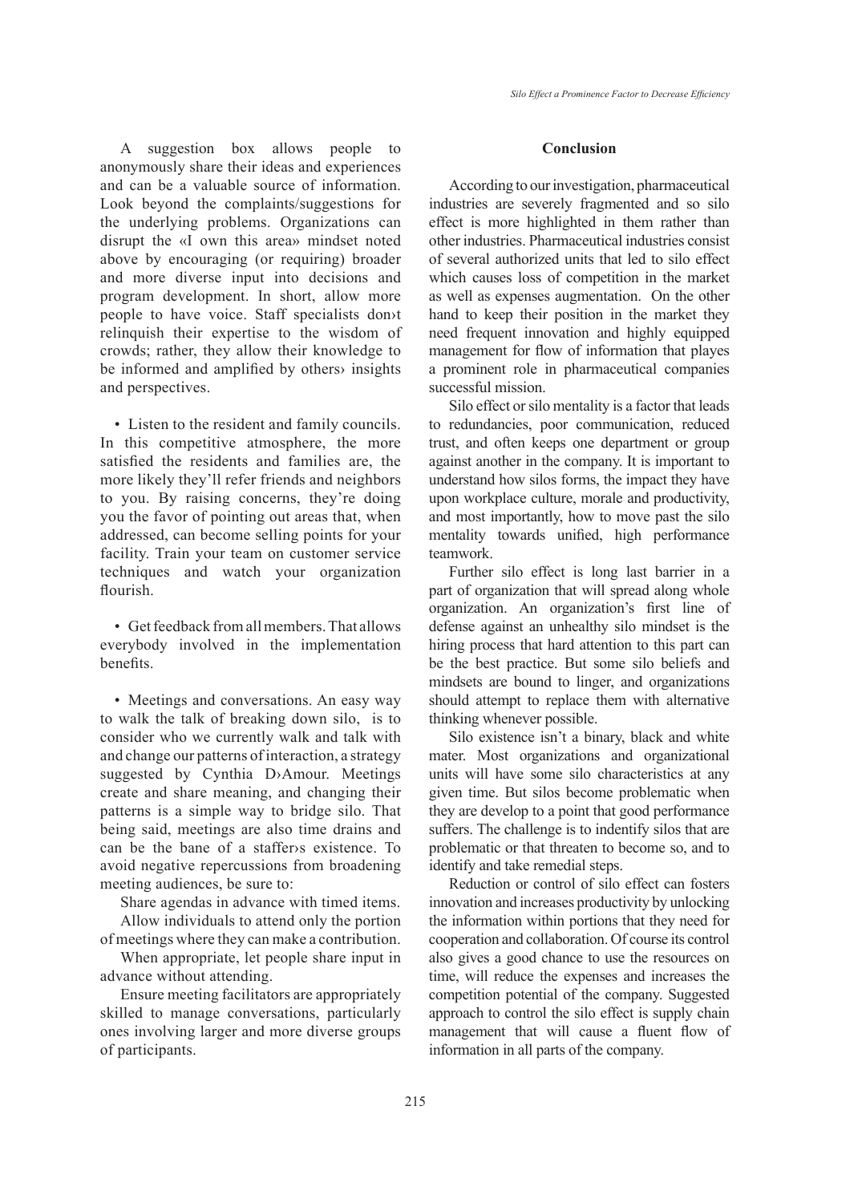A suggestion box allows people to anonymously share their ideas and experiences and can be a valuable source of information. Look beyond the complaints/suggestions for the underlying problems. Organizations can disrupt the «I own this area» mindset noted above by encouraging (or requiring) broader and more diverse input into decisions and program development. In short, allow more people to have voice. Staff specialists don›t relinquish their expertise to the wisdom of crowds; rather, they allow their knowledge to be informed and amplified by others› insights and perspectives.

- Listen to the resident and family councils. In this competitive atmosphere, the more satisfied the residents and families are, the more likely they'll refer friends and neighbors to you. By raising concerns, they're doing you the favor of pointing out areas that, when addressed, can become selling points for your facility. Train your team on customer service techniques and watch your organization flourish.

- Get feedback from all members. That allows everybody involved in the implementation benefits.

- Meetings and conversations. An easy way to walk the talk of breaking down silo, is to consider who we currently walk and talk with and change our patterns of interaction, a strategy suggested by Cynthia D›Amour. Meetings create and share meaning, and changing their patterns is a simple way to bridge silo. That being said, meetings are also time drains and can be the bane of a staffer›s existence. To avoid negative repercussions from broadening meeting audiences, be sure to:

Share agendas in advance with timed items.

Allow individuals to attend only the portion of meetings where they can make a contribution.

When appropriate, let people share input in advance without attending.

Ensure meeting facilitators are appropriately skilled to manage conversations, particularly ones involving larger and more diverse groups of participants.

## Conclusion

According to our investigation, pharmaceutical industries are severely fragmented and so silo effect is more highlighted in them rather than other industries. Pharmaceutical industries consist of several authorized units that led to silo effect which causes loss of competition in the market as well as expenses augmentation. On the other hand to keep their position in the market they need frequent innovation and highly equipped management for flow of information that playes a prominent role in pharmaceutical companies successful mission.

Silo effect or silo mentality is a factor that leads to redundancies, poor communication, reduced trust, and often keeps one department or group against another in the company. It is important to understand how silos forms, the impact they have upon workplace culture, morale and productivity, and most importantly, how to move past the silo mentality towards unified, high performance teamwork.

Further silo effect is long last barrier in a part of organization that will spread along whole organization. An organization's first line of defense against an unhealthy silo mindset is the hiring process that hard attention to this part can be the best practice. But some silo beliefs and mindsets are bound to linger, and organizations should attempt to replace them with alternative thinking whenever possible.

Silo existence isn't a binary, black and white mater. Most organizations and organizational units will have some silo characteristics at any given time. But silos become problematic when they are develop to a point that good performance suffers. The challenge is to indentify silos that are problematic or that threaten to become so, and to identify and take remedial steps.

Reduction or control of silo effect can fosters innovation and increases productivity by unlocking the information within portions that they need for cooperation and collaboration. Of course its control also gives a good chance to use the resources on time, will reduce the expenses and increases the competition potential of the company. Suggested approach to control the silo effect is supply chain management that will cause a fluent flow of information in all parts of the company.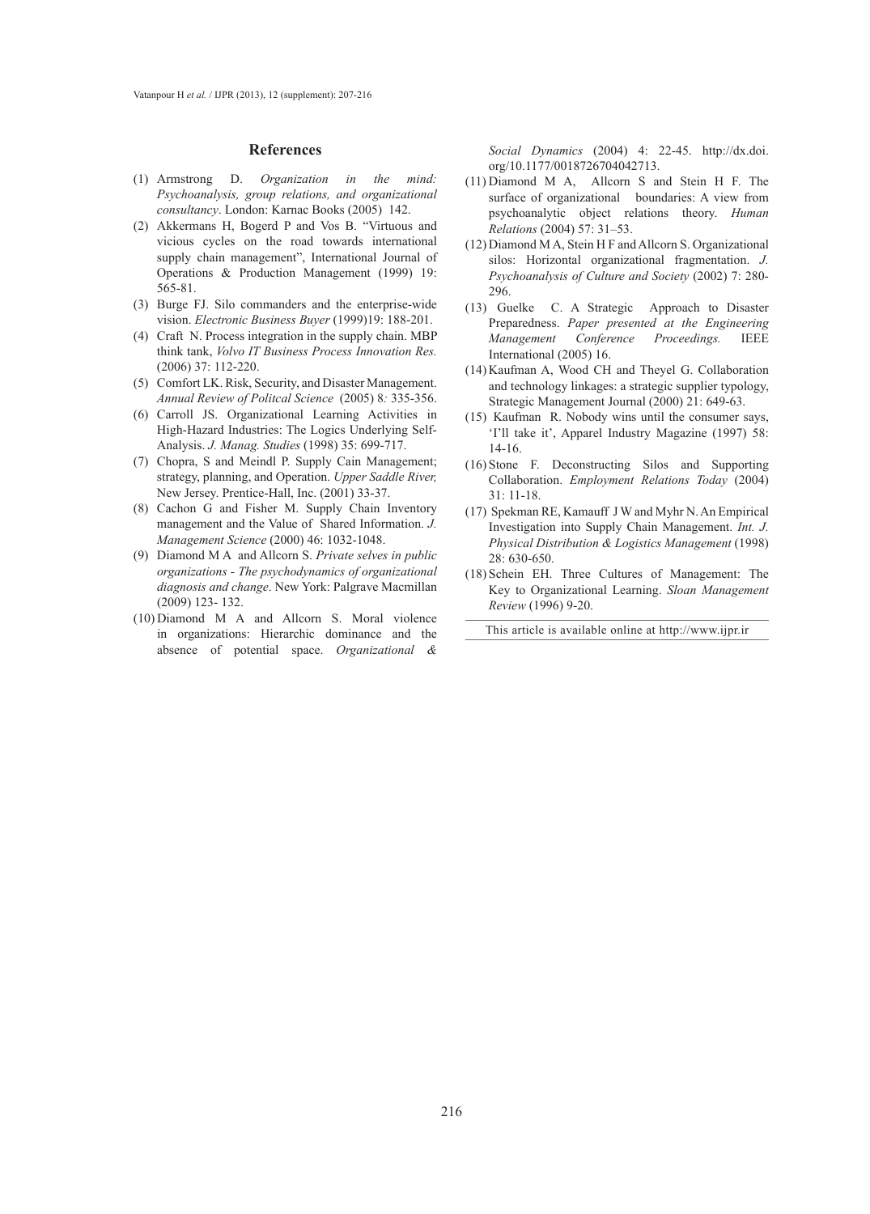## References

(1) Armstrong D. *Organization in the mind: Psychoanalysis, group relations, and organizational consultancy*. London: Karnac Books (2005) 142.

(2) Akkermans H, Bogerd P and Vos B. "Virtuous and vicious cycles on the road towards international supply chain management", International Journal of Operations & Production Management (1999) 19: 565-81.

(3) Burge FJ. Silo commanders and the enterprise-wide vision. *Electronic Business Buyer* (1999)19: 188-201.

(4) Craft N. Process integration in the supply chain. MBP think tank, *Volvo IT Business Process Innovation Res.* (2006) 37: 112-220.

(5) Comfort LK. Risk, Security, and Disaster Management. *Annual Review of Politcal Science* (2005) 8*:* 335-356.

(6) Carroll JS. Organizational Learning Activities in High-Hazard Industries: The Logics Underlying Self-Analysis. *J. Manag. Studies* (1998) 35: 699-717.

(7) Chopra, S and Meindl P. Supply Cain Management; strategy, planning, and Operation. *Upper Saddle River,* New Jersey. Prentice-Hall, Inc. (2001) 33-37.

(8) Cachon G and Fisher M. Supply Chain Inventory management and the Value of Shared Information. *J. Management Science* (2000) 46: 1032-1048.

(9) Diamond M A and Allcorn S. *Private selves in public organizations - The psychodynamics of organizational diagnosis and change*. New York: Palgrave Macmillan (2009) 123- 132.

(10) Diamond M A and Allcorn S. Moral violence in organizations: Hierarchic dominance and the absence of potential space. *Organizational & Social Dynamics* (2004) 4: 22-45. http://dx.doi.org/10.1177/0018726704042713.

(11) Diamond M A, Allcorn S and Stein H F. The surface of organizational boundaries: A view from psychoanalytic object relations theory. *Human Relations* (2004) 57: 31–53.

(12) Diamond M A, Stein H F and Allcorn S. Organizational silos: Horizontal organizational fragmentation. *J. Psychoanalysis of Culture and Society* (2002) 7: 280-296.

(13) Guelke C. A Strategic Approach to Disaster Preparedness. *Paper presented at the Engineering Management Conference Proceedings.* IEEE International (2005) 16.

(14) Kaufman A, Wood CH and Theyel G. Collaboration and technology linkages: a strategic supplier typology, Strategic Management Journal (2000) 21: 649-63.

(15) Kaufman R. Nobody wins until the consumer says, 'I'll take it', Apparel Industry Magazine (1997) 58: 14-16.

(16) Stone F. Deconstructing Silos and Supporting Collaboration. *Employment Relations Today* (2004) 31: 11-18.

(17) Spekman RE, Kamauff J W and Myhr N. An Empirical Investigation into Supply Chain Management. *Int. J. Physical Distribution & Logistics Management* (1998) 28: 630-650.

(18) Schein EH. Three Cultures of Management: The Key to Organizational Learning. *Sloan Management Review* (1996) 9-20.

This article is available online at http://www.ijpr.ir